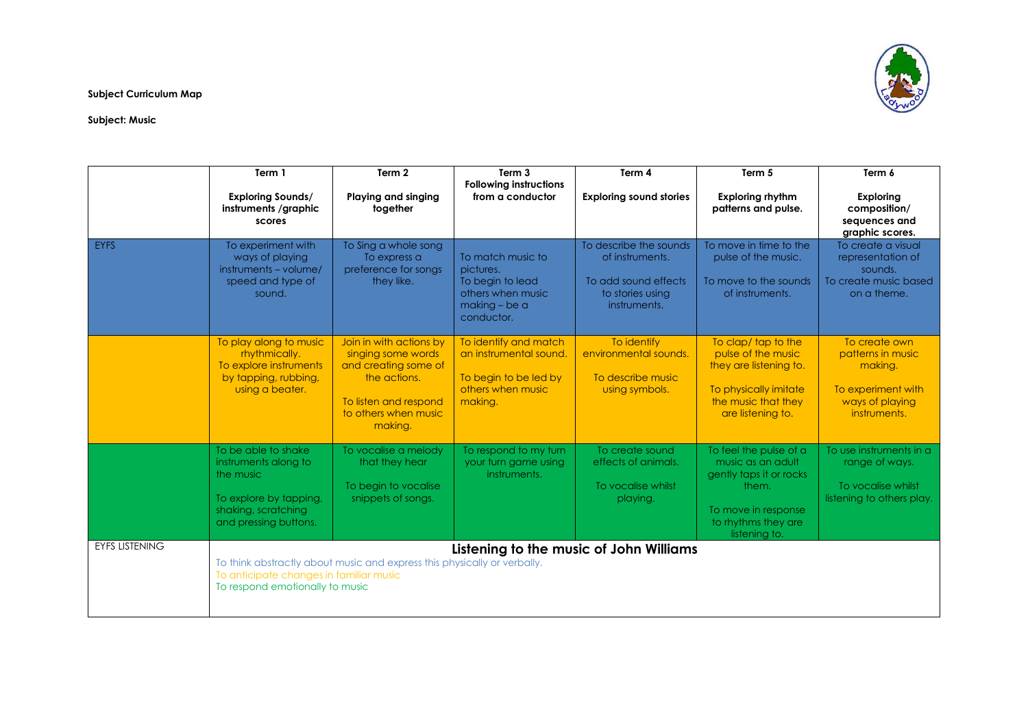**Subject Curriculum Map**

**Subject: Music**

| | Term 1 **Exploring Sounds/ instruments /graphic scores** | Term 2 **Playing and singing together** | Term 3 **Following instructions from a conductor** | Term 4 **Exploring sound stories** | Term 5 **Exploring rhythm patterns and pulse.** | Term 6 **Exploring composition/ sequences and graphic scores.** |
|---|---|---|---|---|---|---|
| EYFS | To experiment with ways of playing instruments – volume/ speed and type of sound. | To Sing a whole song To express a preference for songs they like. | To match music to pictures. To begin to lead others when music making – be a conductor. | To describe the sounds of instruments. To add sound effects to stories using instruments. | To move in time to the pulse of the music. To move to the sounds of instruments. | To create a visual representation of sounds. To create music based on a theme. |
| | To play along to music rhythmically. To explore instruments by tapping, rubbing, using a beater. | Join in with actions by singing some words and creating some of the actions. To listen and respond to others when music making. | To identify and match an instrumental sound. To begin to be led by others when music making. | To identify environmental sounds. To describe music using symbols. | To clap/ tap to the pulse of the music they are listening to. To physically imitate the music that they are listening to. | To create own patterns in music making. To experiment with ways of playing instruments. |
| | To be able to shake instruments along to the music To explore by tapping, shaking, scratching and pressing buttons. | To vocalise a melody that they hear To begin to vocalise snippets of songs. | To respond to my turn your turn game using instruments. | To create sound effects of animals. To vocalise whilst playing. | To feel the pulse of a music as an adult gently taps it or rocks them. To move in response to rhythms they are listening to. | To use instruments in a range of ways. To vocalise whilst listening to others play. |
| EYFS LISTENING | **Listening to the music of John Williams** To think abstractly about music and express this physically or verbally. To anticipate changes in familiar music To respond emotionally to music | | | | | |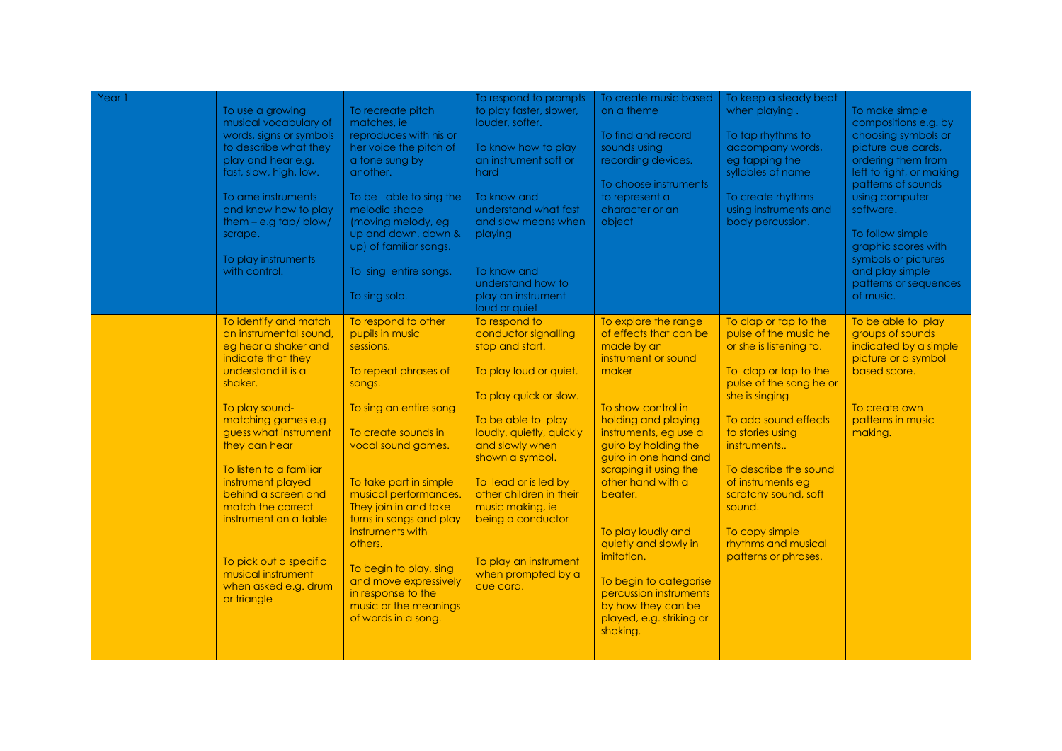| Year 1 | To use a growing musical vocabulary of words, signs or symbols to describe what they play and hear e.g. fast, slow, high, low.<br><br>To ame instruments and know how to play them – e.g tap/ blow/ scrape.<br><br>To play instruments with control. | To recreate pitch matches, ie reproduces with his or her voice the pitch of a tone sung by another.<br><br>To be able to sing the melodic shape (moving melody, eg up and down, down & up) of familiar songs.<br><br>To sing entire songs.<br><br>To sing solo. | To respond to prompts to play faster, slower, louder, softer.<br><br>To know how to play an instrument soft or hard<br><br>To know and understand what fast and slow means when playing<br><br>To know and understand how to play an instrument loud or quiet | To create music based on a theme<br><br>To find and record sounds using recording devices.<br><br>To choose instruments to represent a character or an object | To keep a steady beat when playing .<br><br>To tap rhythms to accompany words, eg tapping the syllables of name<br><br>To create rhythms using instruments and body percussion. | To make simple compositions e.g. by choosing symbols or picture cue cards, ordering them from left to right, or making patterns of sounds using computer software.<br><br>To follow simple graphic scores with symbols or pictures and play simple patterns or sequences of music. |
|---|---|---|---|---|---|---|
| | To identify and match an instrumental sound, eg hear a shaker and indicate that they understand it is a shaker.<br><br>To play sound-matching games e.g guess what instrument they can hear<br><br>To listen to a familiar instrument played behind a screen and match the correct instrument on a table<br><br>To pick out a specific musical instrument when asked e.g. drum or triangle | To respond to other pupils in music sessions.<br><br>To repeat phrases of songs.<br><br>To sing an entire song<br><br>To create sounds in vocal sound games.<br><br>To take part in simple musical performances. They join in and take turns in songs and play instruments with others.<br><br>To begin to play, sing and move expressively in response to the music or the meanings of words in a song. | To respond to conductor signalling stop and start.<br><br>To play loud or quiet.<br><br>To play quick or slow.<br><br>To be able to play loudly, quietly, quickly and slowly when shown a symbol.<br><br>To lead or is led by other children in their music making, ie being a conductor<br><br>To play an instrument when prompted by a cue card. | To explore the range of effects that can be made by an instrument or sound maker<br><br>To show control in holding and playing instruments, eg use a guiro by holding the guiro in one hand and scraping it using the other hand with a beater.<br><br>To play loudly and quietly and slowly in imitation.<br><br>To begin to categorise percussion instruments by how they can be played, e.g. striking or shaking. | To clap or tap to the pulse of the music he or she is listening to.<br><br>To clap or tap to the pulse of the song he or she is singing<br><br>To add sound effects to stories using instruments..<br><br>To describe the sound of instruments eg scratchy sound, soft sound.<br><br>To copy simple rhythms and musical patterns or phrases. | To be able to play groups of sounds indicated by a simple picture or a symbol based score.<br><br>To create own patterns in music making. |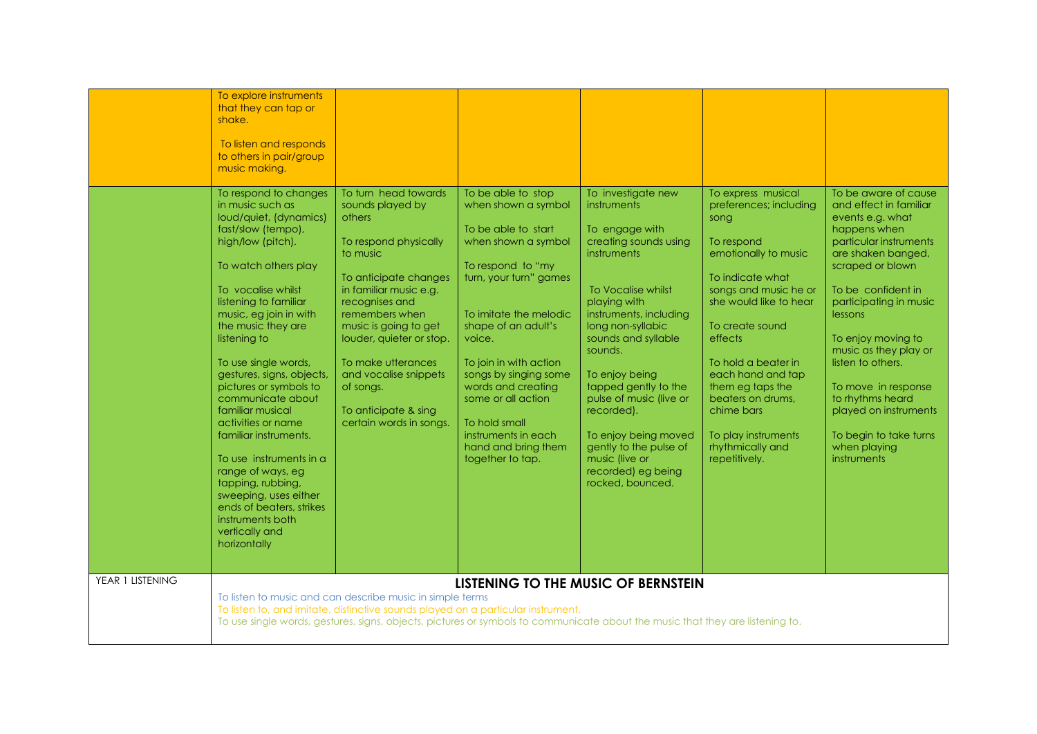| | | | | | | |
|---|---|---|---|---|---|---|
| | To explore instruments that they can tap or shake.<br><br>To listen and responds to others in pair/group music making. | | | | | |
| | To respond to changes in music such as loud/quiet, (dynamics) fast/slow (tempo), high/low (pitch).<br><br>To watch others play<br><br>To vocalise whilst listening to familiar music, eg join in with the music they are listening to<br><br>To use single words, gestures, signs, objects, pictures or symbols to communicate about familiar musical activities or name familiar instruments.<br><br>To use instruments in a range of ways, eg tapping, rubbing, sweeping, uses either ends of beaters, strikes instruments both vertically and horizontally | To turn head towards sounds played by others<br><br>To respond physically to music<br><br>To anticipate changes in familiar music e.g. recognises and remembers when music is going to get louder, quieter or stop.<br><br>To make utterances and vocalise snippets of songs.<br><br>To anticipate & sing certain words in songs. | To be able to stop when shown a symbol<br><br>To be able to start when shown a symbol<br><br>To respond to "my turn, your turn" games<br><br>To imitate the melodic shape of an adult's voice.<br><br>To join in with action songs by singing some words and creating some or all action<br><br>To hold small instruments in each hand and bring them together to tap. | To investigate new instruments<br><br>To engage with creating sounds using instruments<br><br>To Vocalise whilst playing with instruments, including long non-syllabic sounds and syllable sounds.<br><br>To enjoy being tapped gently to the pulse of music (live or recorded).<br><br>To enjoy being moved gently to the pulse of music (live or recorded) eg being rocked, bounced. | To express musical preferences; including song<br><br>To respond emotionally to music<br><br>To indicate what songs and music he or she would like to hear<br><br>To create sound effects<br><br>To hold a beater in each hand and tap them eg taps the beaters on drums, chime bars<br><br>To play instruments rhythmically and repetitively. | To be aware of cause and effect in familiar events e.g. what happens when particular instruments are shaken banged, scraped or blown<br><br>To be confident in participating in music lessons<br><br>To enjoy moving to music as they play or listen to others.<br><br>To move in response to rhythms heard played on instruments<br><br>To begin to take turns when playing instruments |
| YEAR 1 LISTENING | **LISTENING TO THE MUSIC OF BERNSTEIN**<br><br>To listen to music and can describe music in simple terms<br>To listen to, and imitate, distinctive sounds played on a particular instrument.<br>To use single words, gestures, signs, objects, pictures or symbols to communicate about the music that they are listening to. | | | | | |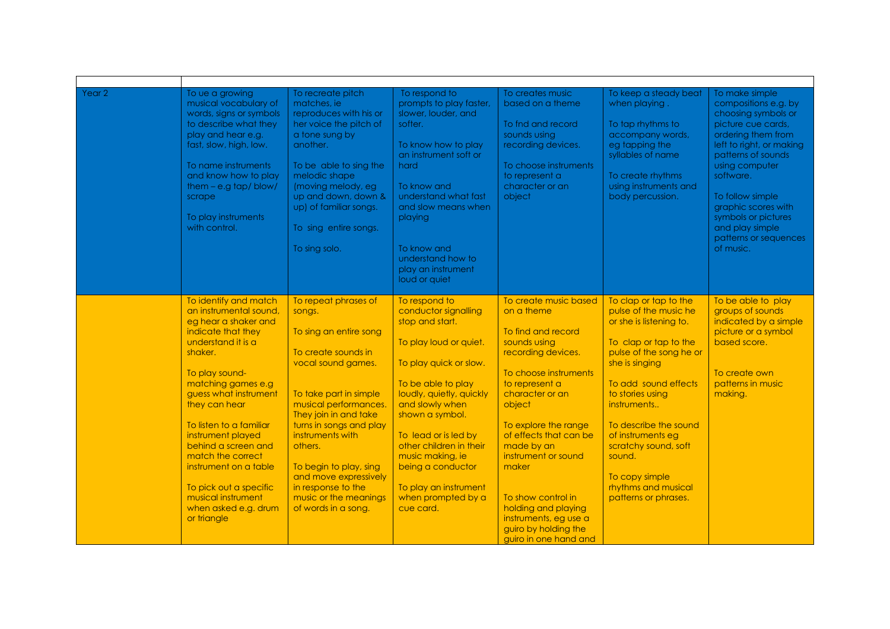| | | | | | | |
|---|---|---|---|---|---|---|
| Year 2 | To ue a growing musical vocabulary of words, signs or symbols to describe what they play and hear e.g. fast, slow, high, low.<br><br>To name instruments and know how to play them – e.g tap/ blow/ scrape<br><br>To play instruments with control. | To recreate pitch matches, ie reproduces with his or her voice the pitch of a tone sung by another.<br><br>To be able to sing the melodic shape (moving melody, eg up and down, down & up) of familiar songs.<br><br>To sing entire songs.<br><br>To sing solo. | To respond to prompts to play faster, slower, louder, and softer.<br><br>To know how to play an instrument soft or hard<br><br>To know and understand what fast and slow means when playing<br><br>To know and understand how to play an instrument loud or quiet | To creates music based on a theme<br><br>To fnd and record sounds using recording devices.<br><br>To choose instruments to represent a character or an object | To keep a steady beat when playing .<br><br>To tap rhythms to accompany words, eg tapping the syllables of name<br><br>To create rhythms using instruments and body percussion. | To make simple compositions e.g. by choosing symbols or picture cue cards, ordering them from left to right, or making patterns of sounds using computer software.<br><br>To follow simple graphic scores with symbols or pictures and play simple patterns or sequences of music. |
| | To identify and match an instrumental sound, eg hear a shaker and indicate that they understand it is a shaker.<br><br>To play sound-matching games e.g guess what instrument they can hear<br><br>To listen to a familiar instrument played behind a screen and match the correct instrument on a table<br><br>To pick out a specific musical instrument when asked e.g. drum or triangle | To repeat phrases of songs.<br><br>To sing an entire song<br><br>To create sounds in vocal sound games.<br><br>To take part in simple musical performances. They join in and take turns in songs and play instruments with others.<br><br>To begin to play, sing and move expressively in response to the music or the meanings of words in a song. | To respond to conductor signalling stop and start.<br><br>To play loud or quiet.<br><br>To play quick or slow.<br><br>To be able to play loudly, quietly, quickly and slowly when shown a symbol.<br><br>To lead or is led by other children in their music making, ie being a conductor<br><br>To play an instrument when prompted by a cue card. | To create music based on a theme<br><br>To find and record sounds using recording devices.<br><br>To choose instruments to represent a character or an object<br><br>To explore the range of effects that can be made by an instrument or sound maker<br><br>To show control in holding and playing instruments, eg use a guiro by holding the guiro in one hand and | To clap or tap to the pulse of the music he or she is listening to.<br><br>To clap or tap to the pulse of the song he or she is singing<br><br>To add sound effects to stories using instruments..<br><br>To describe the sound of instruments eg scratchy sound, soft sound.<br><br>To copy simple rhythms and musical patterns or phrases. | To be able to play groups of sounds indicated by a simple picture or a symbol based score.<br><br>To create own patterns in music making. |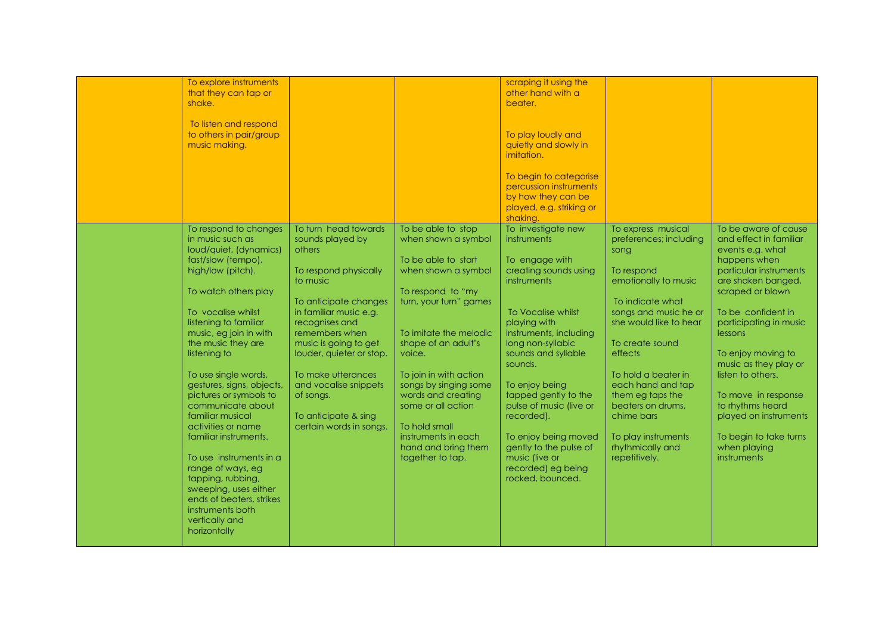| | | | | | | |
|---|---|---|---|---|---|---|
| | To explore instruments that they can tap or shake.<br><br>To listen and respond to others in pair/group music making. | | | scraping it using the other hand with a beater.<br><br>To play loudly and quietly and slowly in imitation.<br><br>To begin to categorise percussion instruments by how they can be played, e.g. striking or shaking. | | |
| | To respond to changes in music such as loud/quiet, (dynamics) fast/slow (tempo), high/low (pitch).<br><br>To watch others play<br><br>To vocalise whilst listening to familiar music, eg join in with the music they are listening to<br><br>To use single words, gestures, signs, objects, pictures or symbols to communicate about familiar musical activities or name familiar instruments.<br><br>To use instruments in a range of ways, eg tapping, rubbing, sweeping, uses either ends of beaters, strikes instruments both vertically and horizontally | To turn head towards sounds played by others<br><br>To respond physically to music<br><br>To anticipate changes in familiar music e.g. recognises and remembers when music is going to get louder, quieter or stop.<br><br>To make utterances and vocalise snippets of songs.<br><br>To anticipate & sing certain words in songs. | To be able to stop when shown a symbol<br><br>To be able to start when shown a symbol<br><br>To respond to "my turn, your turn" games<br><br>To imitate the melodic shape of an adult's voice.<br><br>To join in with action songs by singing some words and creating some or all action<br><br>To hold small instruments in each hand and bring them together to tap. | To investigate new instruments<br><br>To engage with creating sounds using instruments<br><br>To Vocalise whilst playing with instruments, including long non-syllabic sounds and syllable sounds.<br><br>To enjoy being tapped gently to the pulse of music (live or recorded).<br><br>To enjoy being moved gently to the pulse of music (live or recorded) eg being rocked, bounced. | To express musical preferences; including song<br><br>To respond emotionally to music<br><br>To indicate what songs and music he or she would like to hear<br><br>To create sound effects<br><br>To hold a beater in each hand and tap them eg taps the beaters on drums, chime bars<br><br>To play instruments rhythmically and repetitively. | To be aware of cause and effect in familiar events e.g. what happens when particular instruments are shaken banged, scraped or blown<br><br>To be confident in participating in music lessons<br><br>To enjoy moving to music as they play or listen to others.<br><br>To move in response to rhythms heard played on instruments<br><br>To begin to take turns when playing instruments |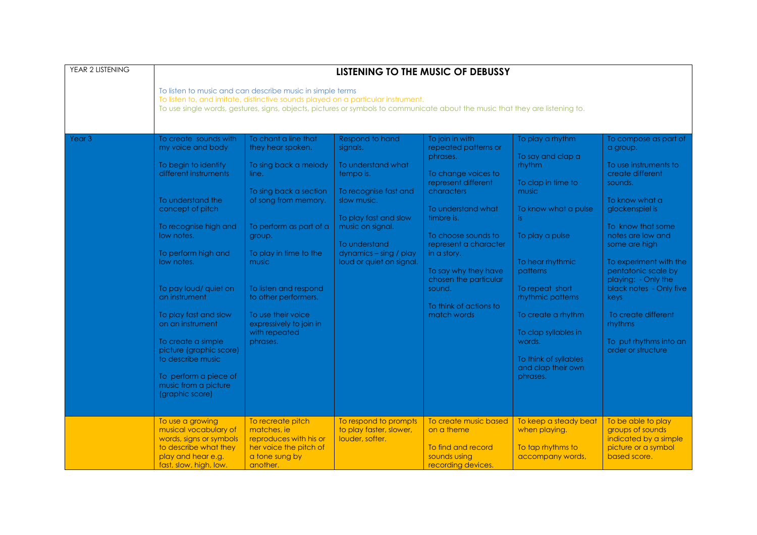| YEAR 2 LISTENING | **LISTENING TO THE MUSIC OF DEBUSSY**<br><br>To listen to music and can describe music in simple terms<br>To listen to, and imitate, distinctive sounds played on a particular instrument.<br>To use single words, gestures, signs, objects, pictures or symbols to communicate about the music that they are listening to. | | | | | |
|---|---|---|---|---|---|---|
| Year 3 | To create sounds with my voice and body<br><br>To begin to identify different instruments<br><br>To understand the concept of pitch<br><br>To recognise high and low notes.<br><br>To perform high and low notes.<br><br>To pay loud/ quiet on an instrument<br><br>To play fast and slow on an instrument<br><br>To create a simple picture (graphic score) to describe music<br><br>To perform a piece of music from a picture (graphic score) | To chant a line that they hear spoken.<br><br>To sing back a melody line.<br><br>To sing back a section of song from memory.<br><br>To perform as part of a group.<br><br>To play in time to the music<br><br>To listen and respond to other performers.<br><br>To use their voice expressively to join in with repeated phrases. | Respond to hand signals.<br><br>To understand what tempo is.<br><br>To recognise fast and slow music.<br><br>To play fast and slow music on signal.<br><br>To understand dynamics – sing / play loud or quiet on signal. | To join in with repeated patterns or phrases.<br><br>To change voices to represent different characters<br><br>To understand what timbre is.<br><br>To choose sounds to represent a character in a story.<br><br>To say why they have chosen the particular sound.<br><br>To think of actions to match words | To play a rhythm<br><br>To say and clap a rhythm<br><br>To clap in time to music<br><br>To know what a pulse is<br><br>To play a pulse<br><br>To hear rhythmic patterns<br><br>To repeat short rhythmic patterns<br><br>To create a rhythm<br><br>To clap syllables in words.<br><br>To think of syllables and clap their own phrases. | To compose as part of a group.<br><br>To use instruments to create different sounds.<br><br>To know what a glockenspiel is<br><br>To know that some notes are low and some are high<br><br>To experiment with the pentatonic scale by playing: - Only the black notes - Only five keys<br><br>To create different rhythms<br><br>To put rhythms into an order or structure |
| | To use a growing musical vocabulary of words, signs or symbols to describe what they play and hear e.g. fast, slow, high, low. | To recreate pitch matches, ie reproduces with his or her voice the pitch of a tone sung by another. | To respond to prompts to play faster, slower, louder, softer. | To create music based on a theme<br><br>To find and record sounds using recording devices. | To keep a steady beat when playing.<br><br>To tap rhythms to accompany words, | To be able to play groups of sounds indicated by a simple picture or a symbol based score. |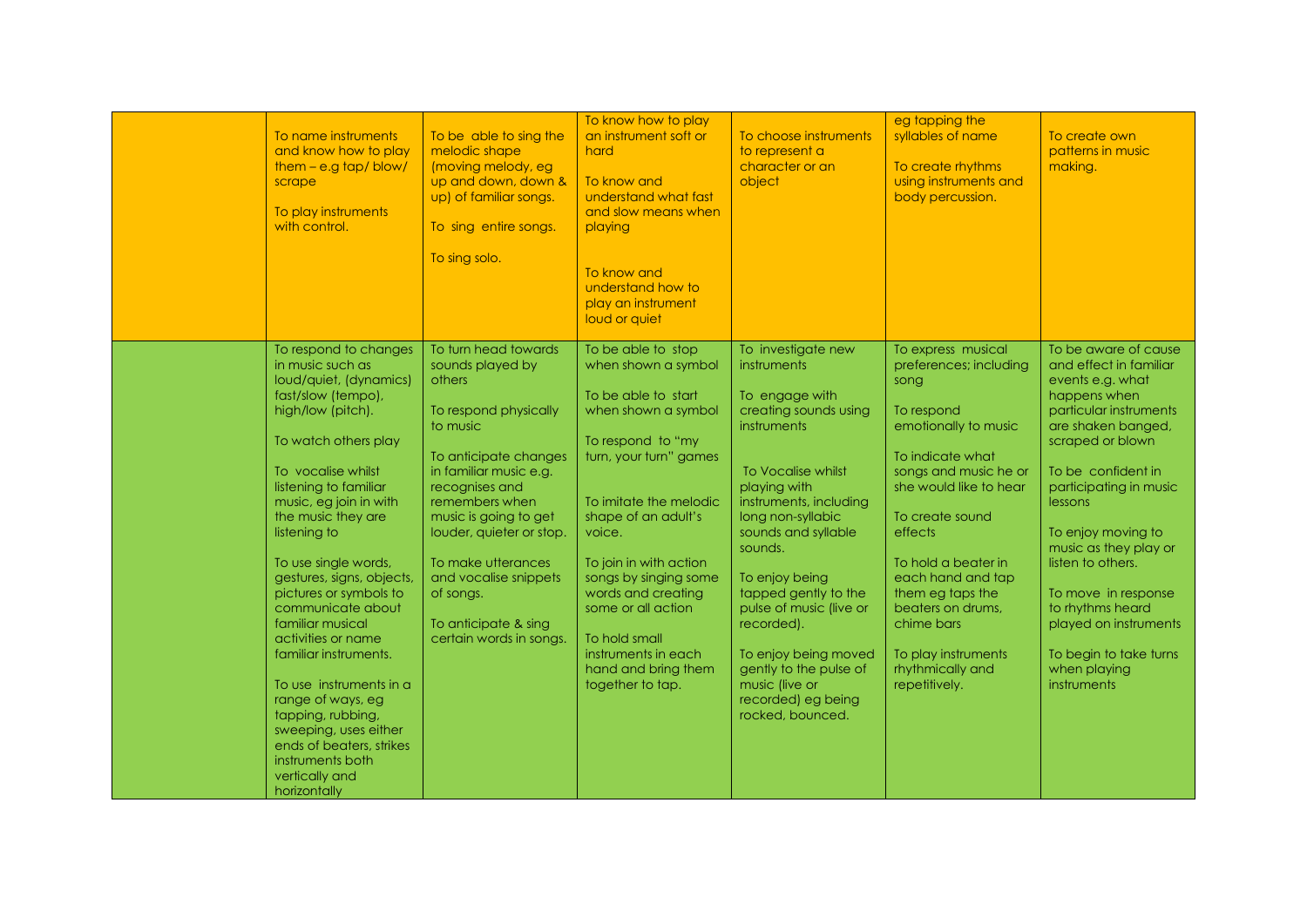| | | | | | | |
|---|---|---|---|---|---|---|
| | To name instruments and know how to play them – e.g tap/ blow/ scrape<br><br>To play instruments with control. | To be able to sing the melodic shape (moving melody, eg up and down, down & up) of familiar songs.<br><br>To sing entire songs.<br><br>To sing solo. | To know how to play an instrument soft or hard<br><br>To know and understand what fast and slow means when playing<br><br>To know and understand how to play an instrument loud or quiet | To choose instruments to represent a character or an object | eg tapping the syllables of name<br><br>To create rhythms using instruments and body percussion. | To create own patterns in music making. |
| | To respond to changes in music such as loud/quiet, (dynamics) fast/slow (tempo), high/low (pitch).<br><br>To watch others play<br><br>To vocalise whilst listening to familiar music, eg join in with the music they are listening to<br><br>To use single words, gestures, signs, objects, pictures or symbols to communicate about familiar musical activities or name familiar instruments.<br><br>To use instruments in a range of ways, eg tapping, rubbing, sweeping, uses either ends of beaters, strikes instruments both vertically and horizontally | To turn head towards sounds played by others<br><br>To respond physically to music<br><br>To anticipate changes in familiar music e.g. recognises and remembers when music is going to get louder, quieter or stop.<br><br>To make utterances and vocalise snippets of songs.<br><br>To anticipate & sing certain words in songs. | To be able to stop when shown a symbol<br><br>To be able to start when shown a symbol<br><br>To respond to "my turn, your turn" games<br><br>To imitate the melodic shape of an adult's voice.<br><br>To join in with action songs by singing some words and creating some or all action<br><br>To hold small instruments in each hand and bring them together to tap. | To investigate new instruments<br><br>To engage with creating sounds using instruments<br><br>To Vocalise whilst playing with instruments, including long non-syllabic sounds and syllable sounds.<br><br>To enjoy being tapped gently to the pulse of music (live or recorded).<br><br>To enjoy being moved gently to the pulse of music (live or recorded) eg being rocked, bounced. | To express musical preferences; including song<br><br>To respond emotionally to music<br><br>To indicate what songs and music he or she would like to hear<br><br>To create sound effects<br><br>To hold a beater in each hand and tap them eg taps the beaters on drums, chime bars<br><br>To play instruments rhythmically and repetitively. | To be aware of cause and effect in familiar events e.g. what happens when particular instruments are shaken banged, scraped or blown<br><br>To be confident in participating in music lessons<br><br>To enjoy moving to music as they play or listen to others.<br><br>To move in response to rhythms heard played on instruments<br><br>To begin to take turns when playing instruments |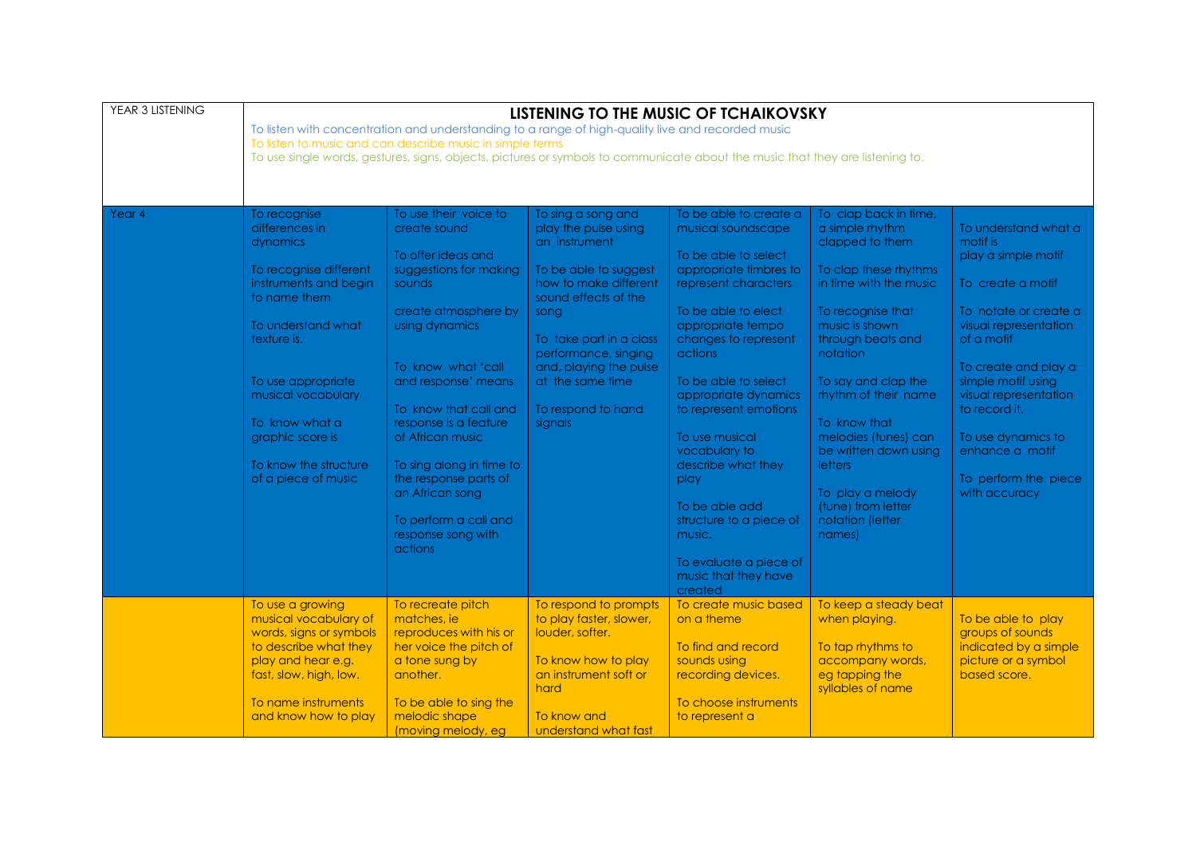| YEAR 3 LISTENING | **LISTENING TO THE MUSIC OF TCHAIKOVSKY**<br>To listen with concentration and understanding to a range of high-quality live and recorded music<br>To listen to music and can describe music in simple terms<br>To use single words, gestures, signs, objects, pictures or symbols to communicate about the music that they are listening to. | | | | | |
|---|---|---|---|---|---|---|
| Year 4 | To recognise differences in dynamics<br><br>To recognise different instruments and begin to name them<br><br>To understand what texture is.<br><br>To use appropriate musical vocabulary<br><br>To know what a graphic score is<br><br>To know the structure of a piece of music | To use their voice to create sound<br><br>To offer ideas and suggestions for making sounds<br><br>create atmosphere by using dynamics<br><br>To know what 'call and response' means<br><br>To know that call and response is a feature of African music<br><br>To sing along in time to the response parts of an African song<br><br>To perform a call and response song with actions | To sing a song and play the pulse using an instrument<br><br>To be able to suggest how to make different sound effects of the song<br><br>To take part in a class performance, singing and, playing the pulse at the same time<br><br>To respond to hand signals | To be able to create a musical soundscape<br><br>To be able to select appropriate timbres to represent characters<br><br>To be able to elect appropriate tempo changes to represent actions<br><br>To be able to select appropriate dynamics to represent emotions<br><br>To use musical vocabulary to describe what they play<br><br>To be able add structure to a piece of music.<br><br>To evaluate a piece of music that they have created | To clap back in time, a simple rhythm clapped to them<br><br>To clap these rhythms in time with the music<br><br>To recognise that music is shown through beats and notation<br><br>To say and clap the rhythm of their name<br><br>To know that melodies (tunes) can be written down using letters<br><br>To play a melody (tune) from letter notation (letter names) | To understand what a motif is play a simple motif<br><br>To create a motif<br><br>To notate or create a visual representation of a motif<br><br>To create and play a simple motif using visual representation to record it.<br><br>To use dynamics to enhance a motif<br><br>To perform the piece with accuracy |
| | To use a growing musical vocabulary of words, signs or symbols to describe what they play and hear e.g. fast, slow, high, low.<br><br>To name instruments and know how to play | To recreate pitch matches, ie reproduces with his or her voice the pitch of a tone sung by another.<br><br>To be able to sing the melodic shape (moving melody, eg | To respond to prompts to play faster, slower, louder, softer.<br><br>To know how to play an instrument soft or hard<br><br>To know and understand what fast | To create music based on a theme<br><br>To find and record sounds using recording devices.<br><br>To choose instruments to represent a | To keep a steady beat when playing.<br><br>To tap rhythms to accompany words, eg tapping the syllables of name | To be able to play groups of sounds indicated by a simple picture or a symbol based score. |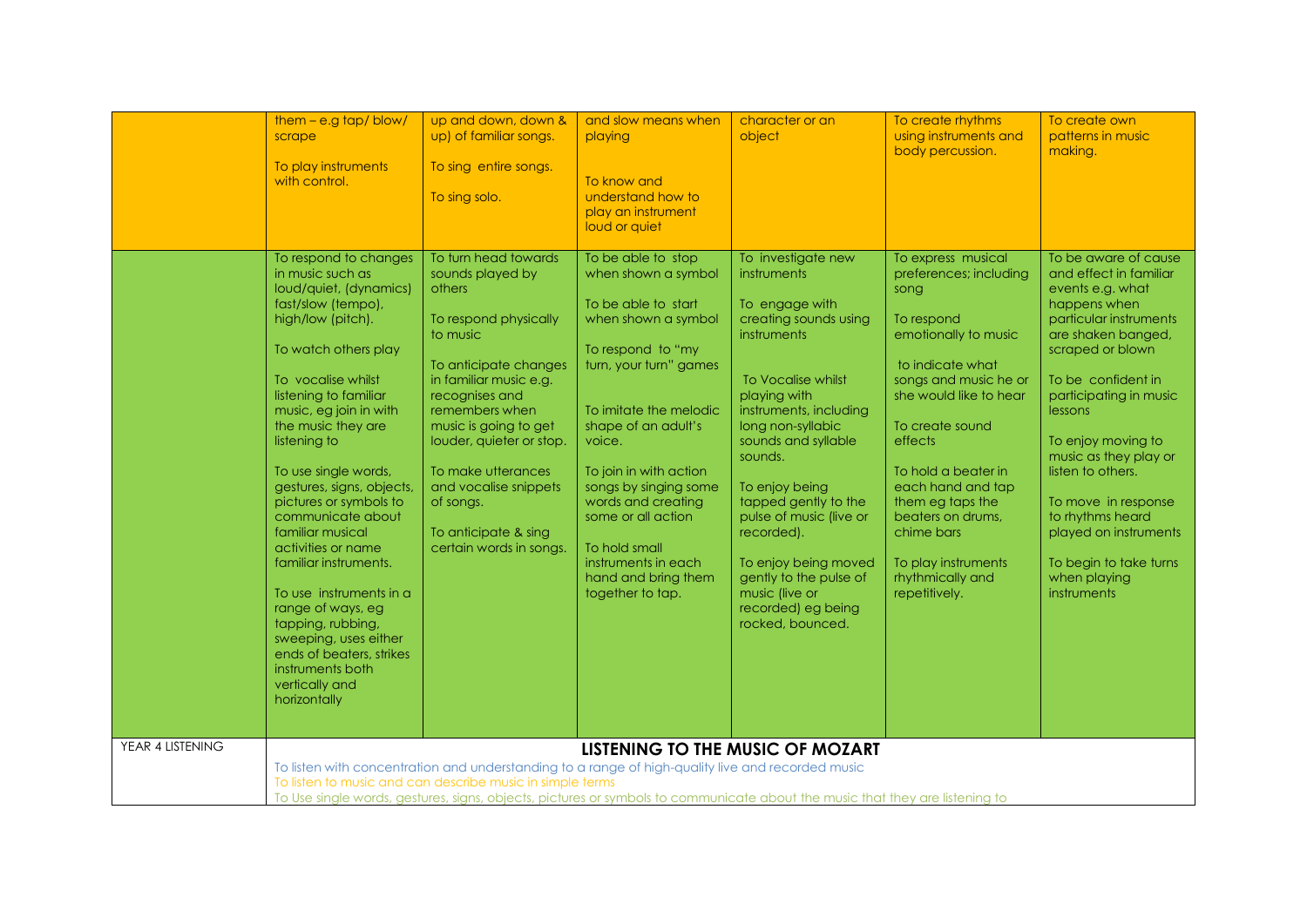| | | | | | | |
|---|---|---|---|---|---|---|
| | them – e.g tap/ blow/ scrape<br><br>To play instruments with control. | up and down, down & up) of familiar songs.<br><br>To sing entire songs.<br><br>To sing solo. | and slow means when playing<br><br>To know and understand how to play an instrument loud or quiet | character or an object | To create rhythms using instruments and body percussion. | To create own patterns in music making. |
| | To respond to changes in music such as loud/quiet, (dynamics) fast/slow (tempo), high/low (pitch).<br><br>To watch others play<br><br>To vocalise whilst listening to familiar music, eg join in with the music they are listening to<br><br>To use single words, gestures, signs, objects, pictures or symbols to communicate about familiar musical activities or name familiar instruments.<br><br>To use instruments in a range of ways, eg tapping, rubbing, sweeping, uses either ends of beaters, strikes instruments both vertically and horizontally | To turn head towards sounds played by others<br><br>To respond physically to music<br><br>To anticipate changes in familiar music e.g. recognises and remembers when music is going to get louder, quieter or stop.<br><br>To make utterances and vocalise snippets of songs.<br><br>To anticipate & sing certain words in songs. | To be able to stop when shown a symbol<br><br>To be able to start when shown a symbol<br><br>To respond to "my turn, your turn" games<br><br>To imitate the melodic shape of an adult's voice.<br><br>To join in with action songs by singing some words and creating some or all action<br><br>To hold small instruments in each hand and bring them together to tap. | To investigate new instruments<br><br>To engage with creating sounds using instruments<br><br>To Vocalise whilst playing with instruments, including long non-syllabic sounds and syllable sounds.<br><br>To enjoy being tapped gently to the pulse of music (live or recorded).<br><br>To enjoy being moved gently to the pulse of music (live or recorded) eg being rocked, bounced. | To express musical preferences; including song<br><br>To respond emotionally to music<br><br>to indicate what songs and music he or she would like to hear<br><br>To create sound effects<br><br>To hold a beater in each hand and tap them eg taps the beaters on drums, chime bars<br><br>To play instruments rhythmically and repetitively. | To be aware of cause and effect in familiar events e.g. what happens when particular instruments are shaken banged, scraped or blown<br><br>To be confident in participating in music lessons<br><br>To enjoy moving to music as they play or listen to others.<br><br>To move in response to rhythms heard played on instruments<br><br>To begin to take turns when playing instruments |
| YEAR 4 LISTENING | **LISTENING TO THE MUSIC OF MOZART**<br>To listen with concentration and understanding to a range of high-quality live and recorded music<br>To listen to music and can describe music in simple terms<br>To Use single words, gestures, signs, objects, pictures or symbols to communicate about the music that they are listening to | | | | | |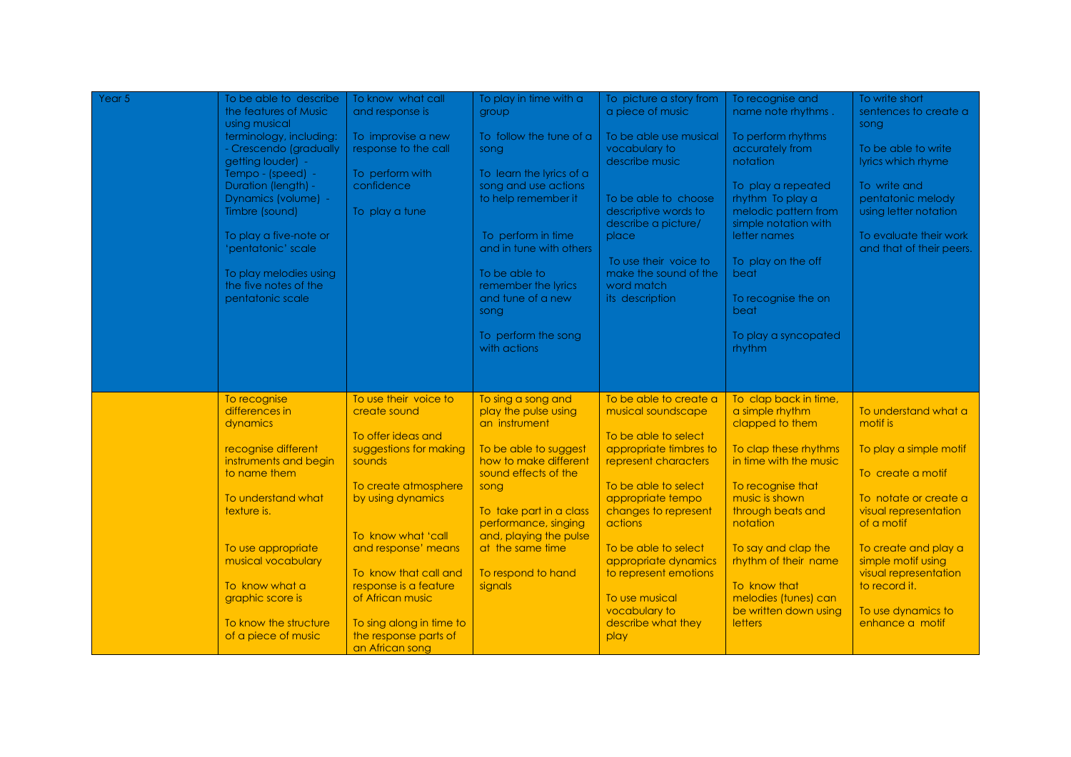| | | | | | | |
|---|---|---|---|---|---|---|
| Year 5 | To be able to describe the features of Music using musical terminology, including: - Crescendo (gradually getting louder) - Tempo - (speed) - Duration (length) - Dynamics (volume) - Timbre (sound)<br><br>To play a five-note or 'pentatonic' scale<br><br>To play melodies using the five notes of the pentatonic scale | To know what call and response is<br><br>To improvise a new response to the call<br><br>To perform with confidence<br><br>To play a tune | To play in time with a group<br><br>To follow the tune of a song<br><br>To learn the lyrics of a song and use actions to help remember it<br><br>To perform in time and in tune with others<br><br>To be able to remember the lyrics and tune of a new song<br><br>To perform the song with actions | To picture a story from a piece of music<br><br>To be able use musical vocabulary to describe music<br><br>To be able to choose descriptive words to describe a picture/ place<br><br>To use their voice to make the sound of the word match its description | To recognise and name note rhythms .<br><br>To perform rhythms accurately from notation<br><br>To play a repeated rhythm To play a melodic pattern from simple notation with letter names<br><br>To play on the off beat<br><br>To recognise the on beat<br><br>To play a syncopated rhythm | To write short sentences to create a song<br><br>To be able to write lyrics which rhyme<br><br>To write and pentatonic melody using letter notation<br><br>To evaluate their work and that of their peers. |
| | To recognise differences in dynamics<br><br>recognise different instruments and begin to name them<br><br>To understand what texture is.<br><br>To use appropriate musical vocabulary<br><br>To know what a graphic score is<br><br>To know the structure of a piece of music | To use their voice to create sound<br><br>To offer ideas and suggestions for making sounds<br><br>To create atmosphere by using dynamics<br><br>To know what 'call and response' means<br><br>To know that call and response is a feature of African music<br><br>To sing along in time to the response parts of an African song | To sing a song and play the pulse using an instrument<br><br>To be able to suggest how to make different sound effects of the song<br><br>To take part in a class performance, singing and, playing the pulse at the same time<br><br>To respond to hand signals | To be able to create a musical soundscape<br><br>To be able to select appropriate timbres to represent characters<br><br>To be able to select appropriate tempo changes to represent actions<br><br>To be able to select appropriate dynamics to represent emotions<br><br>To use musical vocabulary to describe what they play | To clap back in time, a simple rhythm clapped to them<br><br>To clap these rhythms in time with the music<br><br>To recognise that music is shown through beats and notation<br><br>To say and clap the rhythm of their name<br><br>To know that melodies (tunes) can be written down using letters | To understand what a motif is<br><br>To play a simple motif<br><br>To create a motif<br><br>To notate or create a visual representation of a motif<br><br>To create and play a simple motif using visual representation to record it.<br><br>To use dynamics to enhance a motif |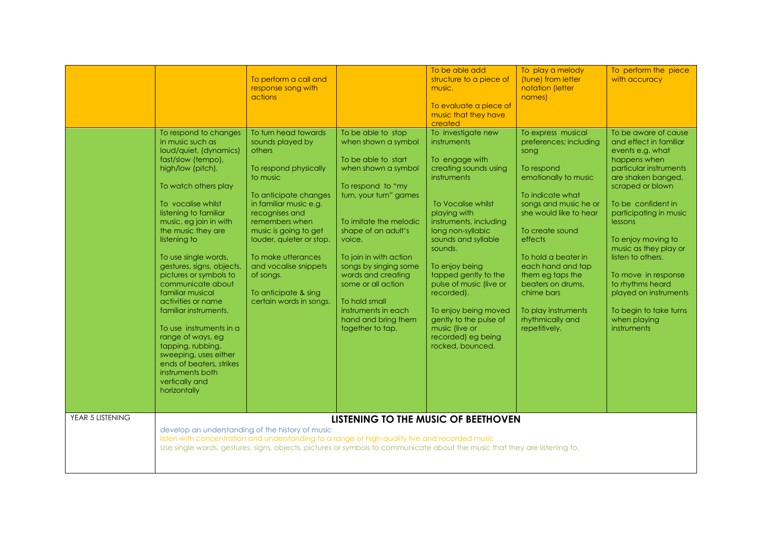| | | | | | | |
|---|---|---|---|---|---|---|
| | | To perform a call and response song with actions | | To be able add structure to a piece of music.<br><br>To evaluate a piece of music that they have created | To play a melody (tune) from letter notation (letter names) | To perform the piece with accuracy |
| | To respond to changes in music such as loud/quiet, (dynamics) fast/slow (tempo), high/low (pitch).<br><br>To watch others play<br><br>To vocalise whilst listening to familiar music, eg join in with the music they are listening to<br><br>To use single words, gestures, signs, objects, pictures or symbols to communicate about familiar musical activities or name familiar instruments.<br><br>To use instruments in a range of ways, eg tapping, rubbing, sweeping, uses either ends of beaters, strikes instruments both vertically and horizontally | To turn head towards sounds played by others<br><br>To respond physically to music<br><br>To anticipate changes in familiar music e.g. recognises and remembers when music is going to get louder, quieter or stop.<br><br>To make utterances and vocalise snippets of songs.<br><br>To anticipate & sing certain words in songs. | To be able to stop when shown a symbol<br><br>To be able to start when shown a symbol<br><br>To respond to "my turn, your turn" games<br><br>To imitate the melodic shape of an adult's voice.<br><br>To join in with action songs by singing some words and creating some or all action<br><br>To hold small instruments in each hand and bring them together to tap. | To investigate new instruments<br><br>To engage with creating sounds using instruments<br><br>To Vocalise whilst playing with instruments, including long non-syllabic sounds and syllable sounds.<br><br>To enjoy being tapped gently to the pulse of music (live or recorded).<br><br>To enjoy being moved gently to the pulse of music (live or recorded) eg being rocked, bounced. | To express musical preferences; including song<br><br>To respond emotionally to music<br><br>To indicate what songs and music he or she would like to hear<br><br>To create sound effects<br><br>To hold a beater in each hand and tap them eg taps the beaters on drums, chime bars<br><br>To play instruments rhythmically and repetitively. | To be aware of cause and effect in familiar events e.g. what happens when particular instruments are shaken banged, scraped or blown<br><br>To be confident in participating in music lessons<br><br>To enjoy moving to music as they play or listen to others.<br><br>To move in response to rhythms heard played on instruments<br><br>To begin to take turns when playing instruments |
| YEAR 5 LISTENING | **LISTENING TO THE MUSIC OF BEETHOVEN**<br>develop an understanding of the history of music<br>listen with concentration and understanding to a range of high-quality live and recorded music<br>Use single words, gestures, signs, objects, pictures or symbols to communicate about the music that they are listening to. | | | | | |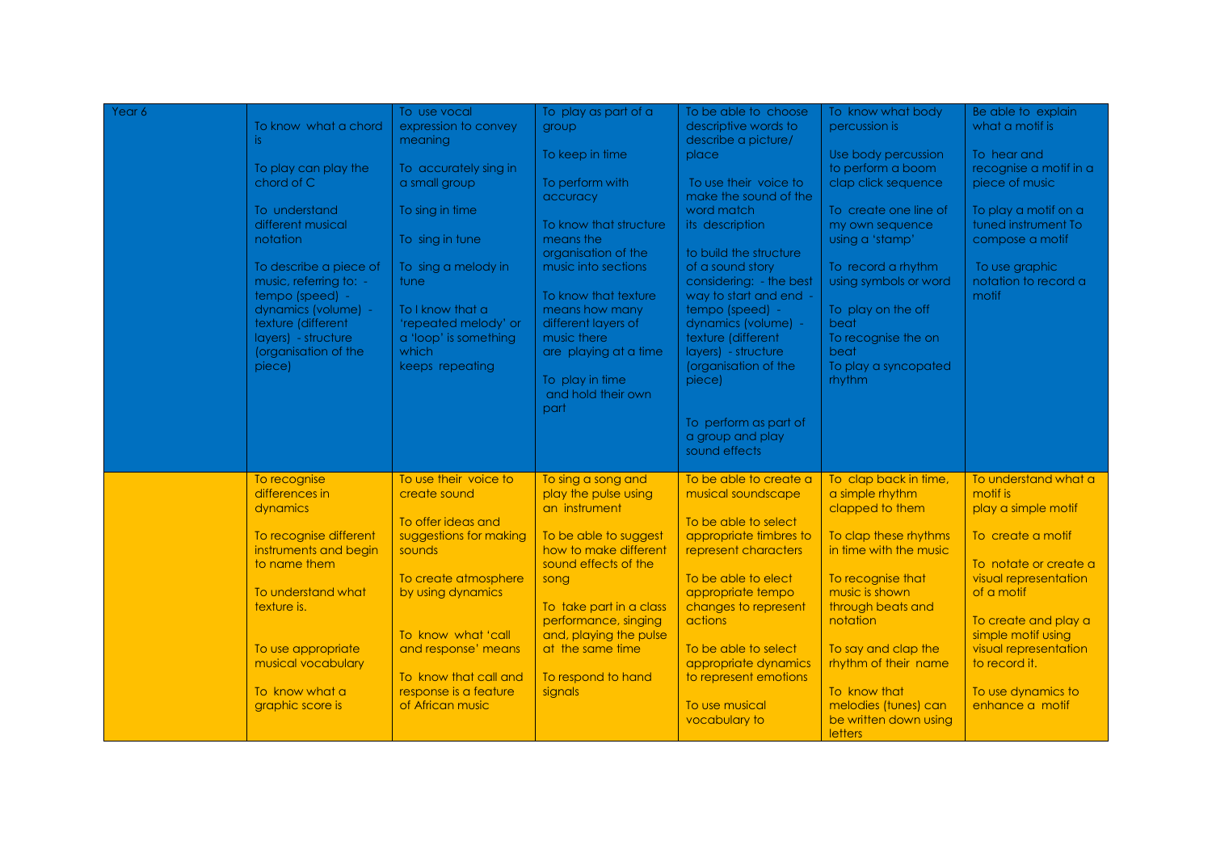| Year 6 | To know what a chord is<br><br>To play can play the chord of C<br><br>To understand different musical notation<br><br>To describe a piece of music, referring to: - tempo (speed) - dynamics (volume) - texture (different layers) - structure (organisation of the piece) | To use vocal expression to convey meaning<br><br>To accurately sing in a small group<br><br>To sing in time<br><br>To sing in tune<br><br>To sing a melody in tune<br><br>To I know that a 'repeated melody' or a 'loop' is something which keeps repeating | To play as part of a group<br><br>To keep in time<br><br>To perform with accuracy<br><br>To know that structure means the organisation of the music into sections<br><br>To know that texture means how many different layers of music there are playing at a time<br><br>To play in time and hold their own part | To be able to choose descriptive words to describe a picture/ place<br><br>To use their voice to make the sound of the word match its description<br><br>to build the structure of a sound story considering: - the best way to start and end - tempo (speed) - dynamics (volume) - texture (different layers) - structure (organisation of the piece)<br><br>To perform as part of a group and play sound effects | To know what body percussion is<br><br>Use body percussion to perform a boom clap click sequence<br><br>To create one line of my own sequence using a 'stamp'<br><br>To record a rhythm using symbols or word<br><br>To play on the off beat<br>To recognise the on beat<br>To play a syncopated rhythm | Be able to explain what a motif is<br><br>To hear and recognise a motif in a piece of music<br><br>To play a motif on a tuned instrument To compose a motif<br><br>To use graphic notation to record a motif |
|---|---|---|---|---|---|---|
| | To recognise differences in dynamics<br><br>To recognise different instruments and begin to name them<br><br>To understand what texture is.<br><br>To use appropriate musical vocabulary<br><br>To know what a graphic score is | To use their voice to create sound<br><br>To offer ideas and suggestions for making sounds<br><br>To create atmosphere by using dynamics<br><br>To know what 'call and response' means<br><br>To know that call and response is a feature of African music | To sing a song and play the pulse using an instrument<br><br>To be able to suggest how to make different sound effects of the song<br><br>To take part in a class performance, singing and, playing the pulse at the same time<br><br>To respond to hand signals | To be able to create a musical soundscape<br><br>To be able to select appropriate timbres to represent characters<br><br>To be able to elect appropriate tempo changes to represent actions<br><br>To be able to select appropriate dynamics to represent emotions<br><br>To use musical vocabulary to | To clap back in time, a simple rhythm clapped to them<br><br>To clap these rhythms in time with the music<br><br>To recognise that music is shown through beats and notation<br><br>To say and clap the rhythm of their name<br><br>To know that melodies (tunes) can be written down using letters | To understand what a motif is<br>play a simple motif<br><br>To create a motif<br><br>To notate or create a visual representation of a motif<br><br>To create and play a simple motif using visual representation to record it.<br><br>To use dynamics to enhance a motif |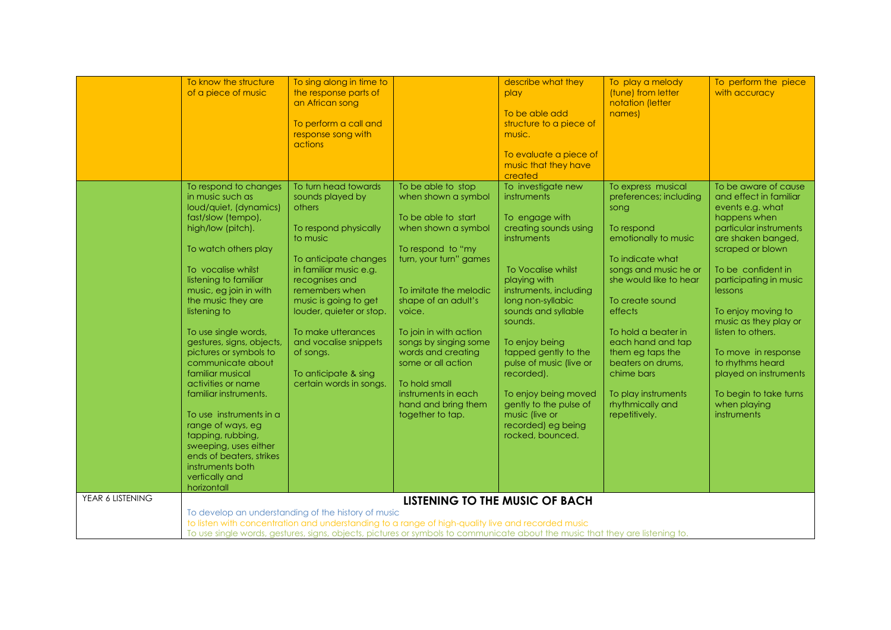| | | | | | | |
|---|---|---|---|---|---|---|
| | To know the structure of a piece of music | To sing along in time to the response parts of an African song<br><br>To perform a call and response song with actions | | describe what they play<br><br>To be able add structure to a piece of music.<br><br>To evaluate a piece of music that they have created | To play a melody (tune) from letter notation (letter names) | To perform the piece with accuracy |
| | To respond to changes in music such as loud/quiet, (dynamics) fast/slow (tempo), high/low (pitch).<br><br>To watch others play<br><br>To vocalise whilst listening to familiar music, eg join in with the music they are listening to<br><br>To use single words, gestures, signs, objects, pictures or symbols to communicate about familiar musical activities or name familiar instruments.<br><br>To use instruments in a range of ways, eg tapping, rubbing, sweeping, uses either ends of beaters, strikes instruments both vertically and horizontall | To turn head towards sounds played by others<br><br>To respond physically to music<br><br>To anticipate changes in familiar music e.g. recognises and remembers when music is going to get louder, quieter or stop.<br><br>To make utterances and vocalise snippets of songs.<br><br>To anticipate & sing certain words in songs. | To be able to stop when shown a symbol<br><br>To be able to start when shown a symbol<br><br>To respond to "my turn, your turn" games<br><br>To imitate the melodic shape of an adult's voice.<br><br>To join in with action songs by singing some words and creating some or all action<br><br>To hold small instruments in each hand and bring them together to tap. | To investigate new instruments<br><br>To engage with creating sounds using instruments<br><br>To Vocalise whilst playing with instruments, including long non-syllabic sounds and syllable sounds.<br><br>To enjoy being tapped gently to the pulse of music (live or recorded).<br><br>To enjoy being moved gently to the pulse of music (live or recorded) eg being rocked, bounced. | To express musical preferences; including song<br><br>To respond emotionally to music<br><br>To indicate what songs and music he or she would like to hear<br><br>To create sound effects<br><br>To hold a beater in each hand and tap them eg taps the beaters on drums, chime bars<br><br>To play instruments rhythmically and repetitively. | To be aware of cause and effect in familiar events e.g. what happens when particular instruments are shaken banged, scraped or blown<br><br>To be confident in participating in music lessons<br><br>To enjoy moving to music as they play or listen to others.<br><br>To move in response to rhythms heard played on instruments<br><br>To begin to take turns when playing instruments |
| YEAR 6 LISTENING | **LISTENING TO THE MUSIC OF BACH**<br><br>To develop an understanding of the history of music<br>to listen with concentration and understanding to a range of high-quality live and recorded music<br>To use single words, gestures, signs, objects, pictures or symbols to communicate about the music that they are listening to. | | | | | |